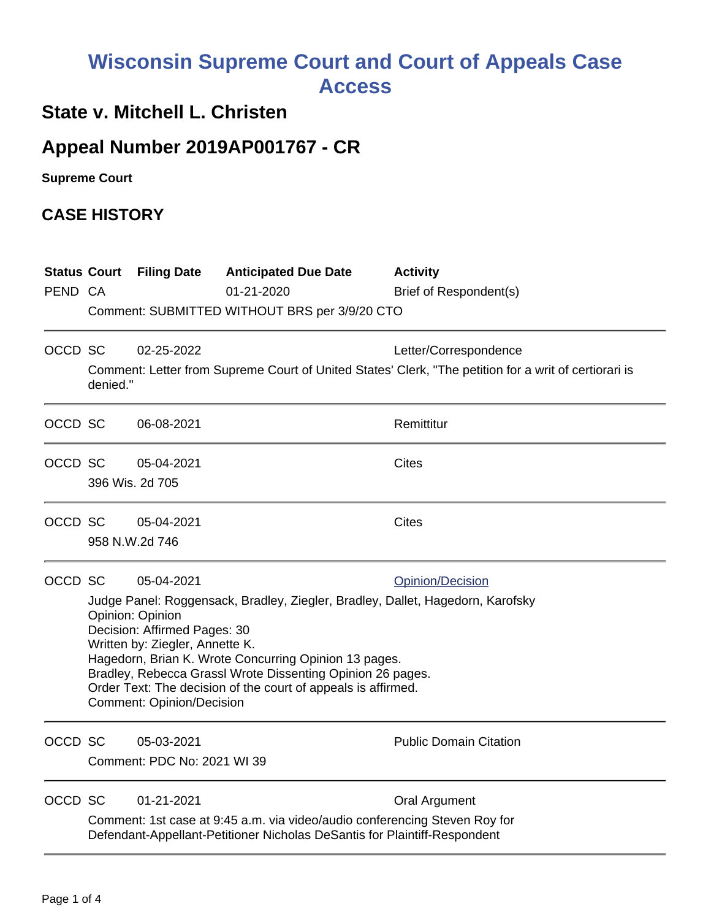# Wisconsin Supreme Court and Court of Appeals Case Access

## State v. Mitchell L. Christen

## Appeal Number 2019AP001767 - CR

**Supreme Court**

## CASE HISTORY

| Status | Court | Filing Date | Anticipated Due Date | Activity |
|---|---|---|---|---|
| PEND | CA | | 01-21-2020 | Brief of Respondent(s) |

Comment: SUBMITTED WITHOUT BRS per 3/9/20 CTO

---

| Status | Court | Filing Date | Anticipated Due Date | Activity |
|---|---|---|---|---|
| OCCD | SC | 02-25-2022 | | Letter/Correspondence |

Comment: Letter from Supreme Court of United States' Clerk, "The petition for a writ of certiorari is denied."

---

| Status | Court | Filing Date | Anticipated Due Date | Activity |
|---|---|---|---|---|
| OCCD | SC | 06-08-2021 | | Remittitur |

---

| Status | Court | Filing Date | Anticipated Due Date | Activity |
|---|---|---|---|---|
| OCCD | SC | 05-04-2021 | | Cites |

396 Wis. 2d 705

---

| Status | Court | Filing Date | Anticipated Due Date | Activity |
|---|---|---|---|---|
| OCCD | SC | 05-04-2021 | | Cites |

958 N.W.2d 746

---

| Status | Court | Filing Date | Anticipated Due Date | Activity |
|---|---|---|---|---|
| OCCD | SC | 05-04-2021 | | Opinion/Decision |

Judge Panel: Roggensack, Bradley, Ziegler, Bradley, Dallet, Hagedorn, Karofsky
Opinion: Opinion
Decision: Affirmed Pages: 30
Written by: Ziegler, Annette K.
Hagedorn, Brian K. Wrote Concurring Opinion 13 pages.
Bradley, Rebecca Grassl Wrote Dissenting Opinion 26 pages.
Order Text: The decision of the court of appeals is affirmed.
Comment: Opinion/Decision

---

| Status | Court | Filing Date | Anticipated Due Date | Activity |
|---|---|---|---|---|
| OCCD | SC | 05-03-2021 | | Public Domain Citation |

Comment: PDC No: 2021 WI 39

---

| Status | Court | Filing Date | Anticipated Due Date | Activity |
|---|---|---|---|---|
| OCCD | SC | 01-21-2021 | | Oral Argument |

Comment: 1st case at 9:45 a.m. via video/audio conferencing Steven Roy for Defendant-Appellant-Petitioner Nicholas DeSantis for Plaintiff-Respondent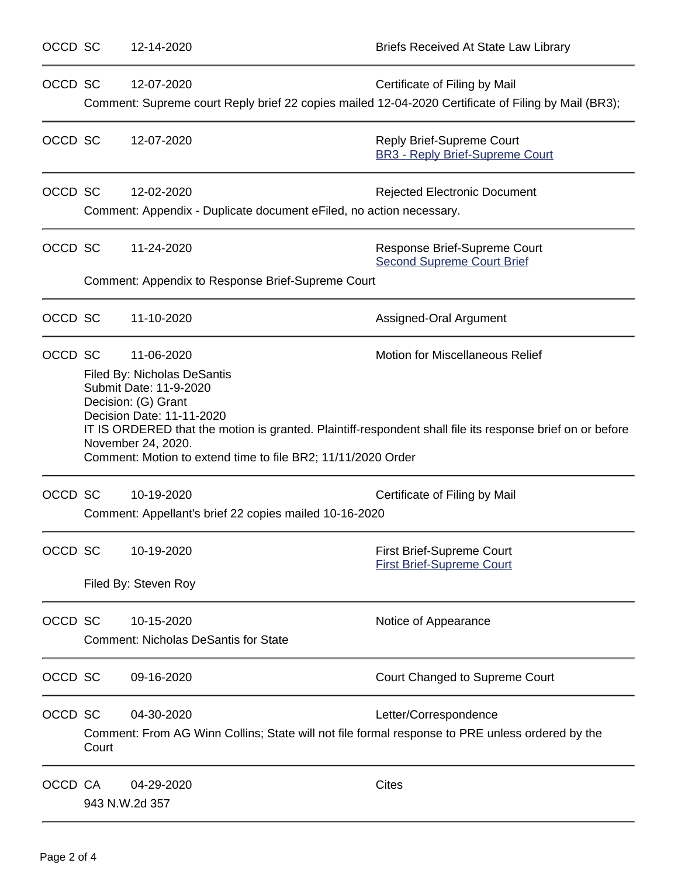OCCD SC 12-14-2020 Briefs Received At State Law Library

---

OCCD SC 12-07-2020 Certificate of Filing by Mail

Comment: Supreme court Reply brief 22 copies mailed 12-04-2020 Certificate of Filing by Mail (BR3);

---

OCCD SC 12-07-2020 Reply Brief-Supreme Court

BR3 - Reply Brief-Supreme Court

---

OCCD SC 12-02-2020 Rejected Electronic Document

Comment: Appendix - Duplicate document eFiled, no action necessary.

---

OCCD SC 11-24-2020 Response Brief-Supreme Court

Second Supreme Court Brief

Comment: Appendix to Response Brief-Supreme Court

---

OCCD SC 11-10-2020 Assigned-Oral Argument

---

OCCD SC 11-06-2020 Motion for Miscellaneous Relief

Filed By: Nicholas DeSantis
Submit Date: 11-9-2020
Decision: (G) Grant
Decision Date: 11-11-2020
IT IS ORDERED that the motion is granted. Plaintiff-respondent shall file its response brief on or before November 24, 2020.
Comment: Motion to extend time to file BR2; 11/11/2020 Order

---

OCCD SC 10-19-2020 Certificate of Filing by Mail

Comment: Appellant's brief 22 copies mailed 10-16-2020

---

OCCD SC 10-19-2020 First Brief-Supreme Court

First Brief-Supreme Court

Filed By: Steven Roy

---

OCCD SC 10-15-2020 Notice of Appearance

Comment: Nicholas DeSantis for State

---

OCCD SC 09-16-2020 Court Changed to Supreme Court

---

OCCD SC 04-30-2020 Letter/Correspondence

Comment: From AG Winn Collins; State will not file formal response to PRE unless ordered by the Court

---

OCCD CA 04-29-2020 Cites

943 N.W.2d 357

---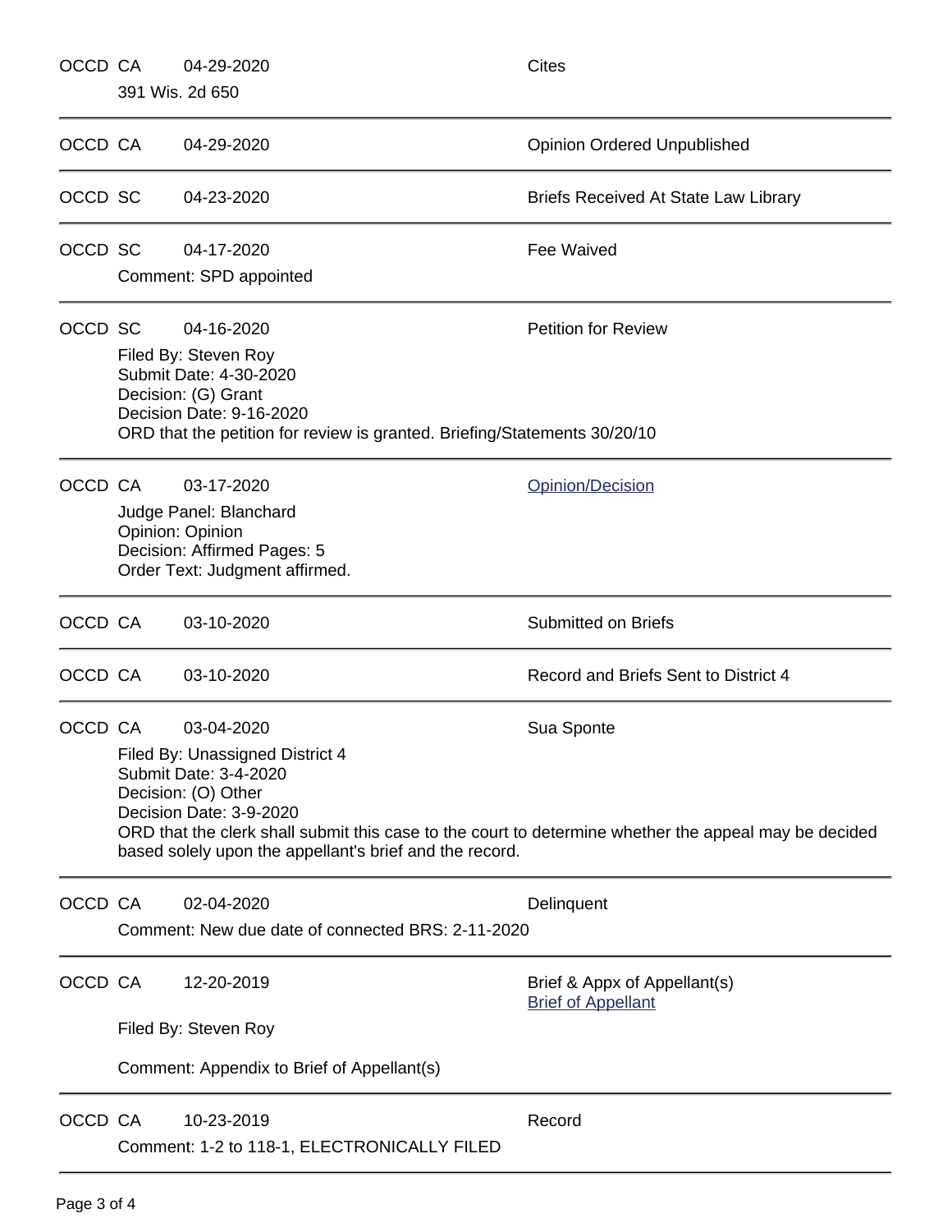OCCD CA 04-29-2020 Cites

391 Wis. 2d 650

---

OCCD CA 04-29-2020 Opinion Ordered Unpublished

---

OCCD SC 04-23-2020 Briefs Received At State Law Library

---

OCCD SC 04-17-2020 Fee Waived

Comment: SPD appointed

---

OCCD SC 04-16-2020 Petition for Review

Filed By: Steven Roy
Submit Date: 4-30-2020
Decision: (G) Grant
Decision Date: 9-16-2020
ORD that the petition for review is granted. Briefing/Statements 30/20/10

---

OCCD CA 03-17-2020 Opinion/Decision

Judge Panel: Blanchard
Opinion: Opinion
Decision: Affirmed Pages: 5
Order Text: Judgment affirmed.

---

OCCD CA 03-10-2020 Submitted on Briefs

---

OCCD CA 03-10-2020 Record and Briefs Sent to District 4

---

OCCD CA 03-04-2020 Sua Sponte

Filed By: Unassigned District 4
Submit Date: 3-4-2020
Decision: (O) Other
Decision Date: 3-9-2020
ORD that the clerk shall submit this case to the court to determine whether the appeal may be decided based solely upon the appellant's brief and the record.

---

OCCD CA 02-04-2020 Delinquent

Comment: New due date of connected BRS: 2-11-2020

---

OCCD CA 12-20-2019 Brief & Appx of Appellant(s)
Brief of Appellant

Filed By: Steven Roy

Comment: Appendix to Brief of Appellant(s)

---

OCCD CA 10-23-2019 Record

Comment: 1-2 to 118-1, ELECTRONICALLY FILED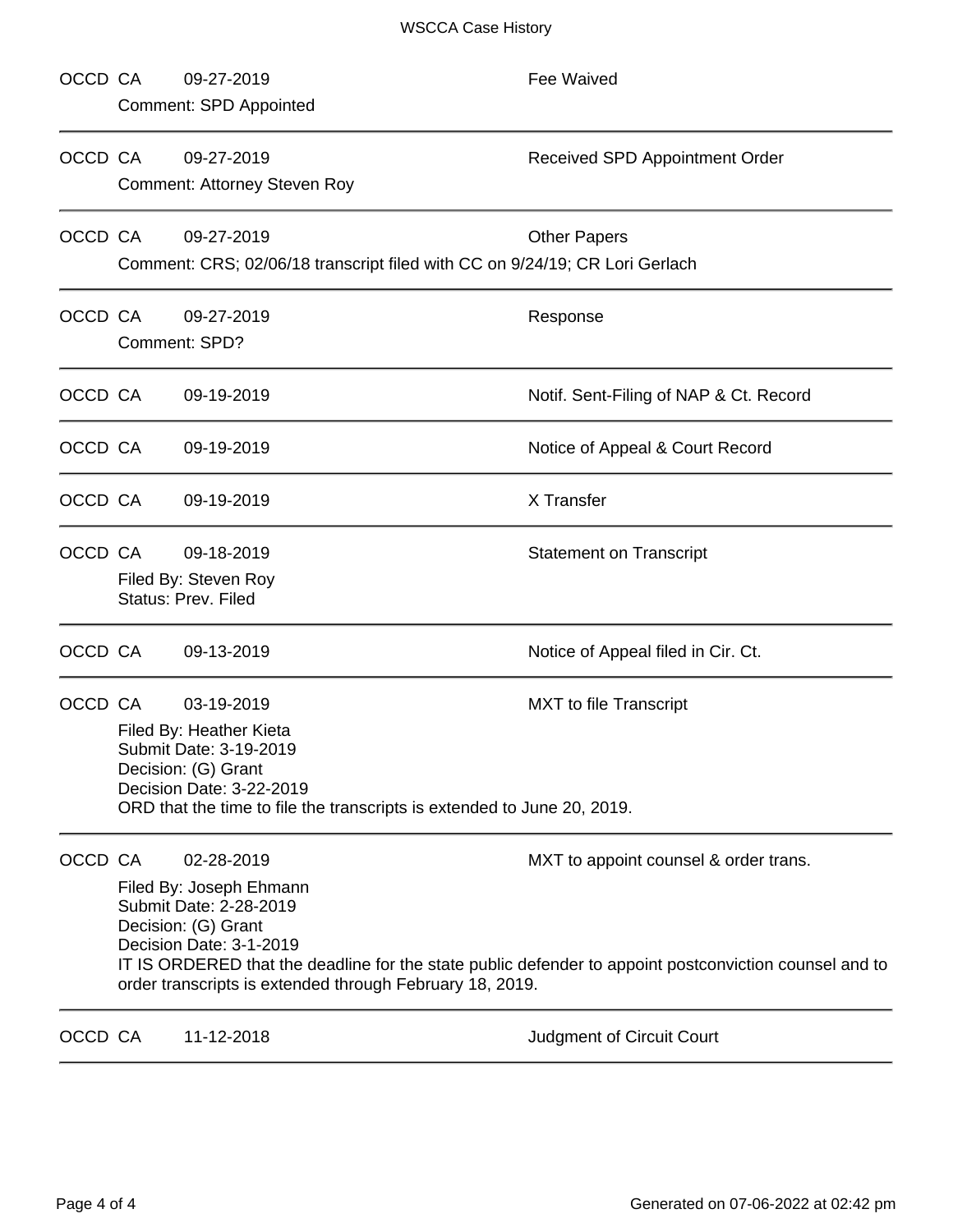OCCD CA 09-27-2019 Fee Waived

Comment: SPD Appointed

---

OCCD CA 09-27-2019 Received SPD Appointment Order

Comment: Attorney Steven Roy

---

OCCD CA 09-27-2019 Other Papers

Comment: CRS; 02/06/18 transcript filed with CC on 9/24/19; CR Lori Gerlach

---

OCCD CA 09-27-2019 Response

Comment: SPD?

---

OCCD CA 09-19-2019 Notif. Sent-Filing of NAP & Ct. Record

---

OCCD CA 09-19-2019 Notice of Appeal & Court Record

---

OCCD CA 09-19-2019 X Transfer

---

OCCD CA 09-18-2019 Statement on Transcript

Filed By: Steven Roy
Status: Prev. Filed

---

OCCD CA 09-13-2019 Notice of Appeal filed in Cir. Ct.

---

OCCD CA 03-19-2019 MXT to file Transcript

Filed By: Heather Kieta
Submit Date: 3-19-2019
Decision: (G) Grant
Decision Date: 3-22-2019
ORD that the time to file the transcripts is extended to June 20, 2019.

---

OCCD CA 02-28-2019 MXT to appoint counsel & order trans.

Filed By: Joseph Ehmann
Submit Date: 2-28-2019
Decision: (G) Grant
Decision Date: 3-1-2019
IT IS ORDERED that the deadline for the state public defender to appoint postconviction counsel and to order transcripts is extended through February 18, 2019.

---

OCCD CA 11-12-2018 Judgment of Circuit Court

---